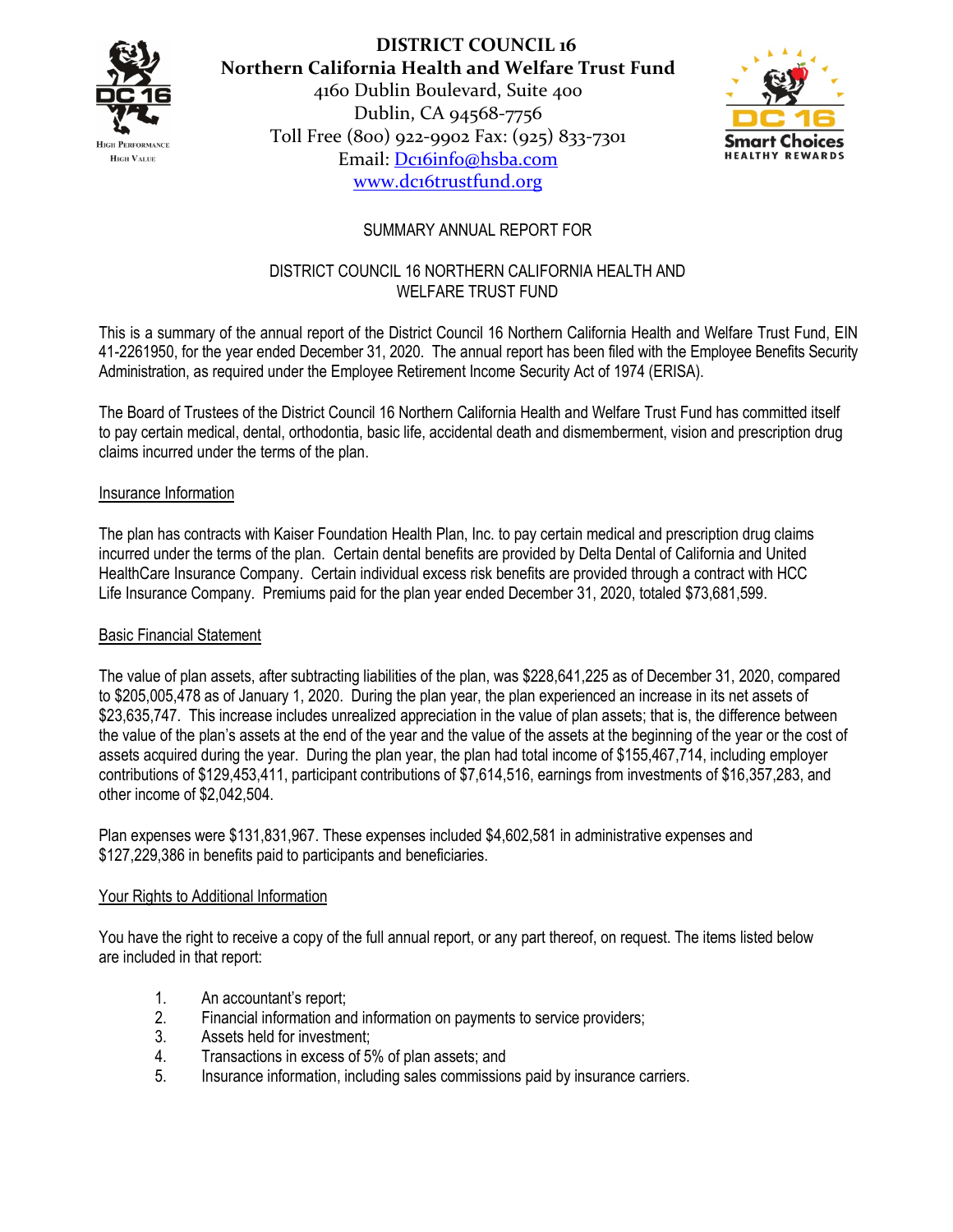**DISTRICT COUNCIL 16**
**Northern California Health and Welfare Trust Fund**
4160 Dublin Boulevard, Suite 400
Dublin, CA 94568-7756
Toll Free (800) 922-9902 Fax: (925) 833-7301
Email: Dc16info@hsba.com
www.dc16trustfund.org

# SUMMARY ANNUAL REPORT FOR

# DISTRICT COUNCIL 16 NORTHERN CALIFORNIA HEALTH AND WELFARE TRUST FUND

This is a summary of the annual report of the District Council 16 Northern California Health and Welfare Trust Fund, EIN 41-2261950, for the year ended December 31, 2020. The annual report has been filed with the Employee Benefits Security Administration, as required under the Employee Retirement Income Security Act of 1974 (ERISA).

The Board of Trustees of the District Council 16 Northern California Health and Welfare Trust Fund has committed itself to pay certain medical, dental, orthodontia, basic life, accidental death and dismemberment, vision and prescription drug claims incurred under the terms of the plan.

## Insurance Information

The plan has contracts with Kaiser Foundation Health Plan, Inc. to pay certain medical and prescription drug claims incurred under the terms of the plan. Certain dental benefits are provided by Delta Dental of California and United HealthCare Insurance Company. Certain individual excess risk benefits are provided through a contract with HCC Life Insurance Company. Premiums paid for the plan year ended December 31, 2020, totaled $73,681,599.

## Basic Financial Statement

The value of plan assets, after subtracting liabilities of the plan, was $228,641,225 as of December 31, 2020, compared to $205,005,478 as of January 1, 2020. During the plan year, the plan experienced an increase in its net assets of $23,635,747. This increase includes unrealized appreciation in the value of plan assets; that is, the difference between the value of the plan's assets at the end of the year and the value of the assets at the beginning of the year or the cost of assets acquired during the year. During the plan year, the plan had total income of $155,467,714, including employer contributions of $129,453,411, participant contributions of $7,614,516, earnings from investments of $16,357,283, and other income of $2,042,504.

Plan expenses were $131,831,967. These expenses included $4,602,581 in administrative expenses and $127,229,386 in benefits paid to participants and beneficiaries.

## Your Rights to Additional Information

You have the right to receive a copy of the full annual report, or any part thereof, on request. The items listed below are included in that report:

1. An accountant's report;
2. Financial information and information on payments to service providers;
3. Assets held for investment;
4. Transactions in excess of 5% of plan assets; and
5. Insurance information, including sales commissions paid by insurance carriers.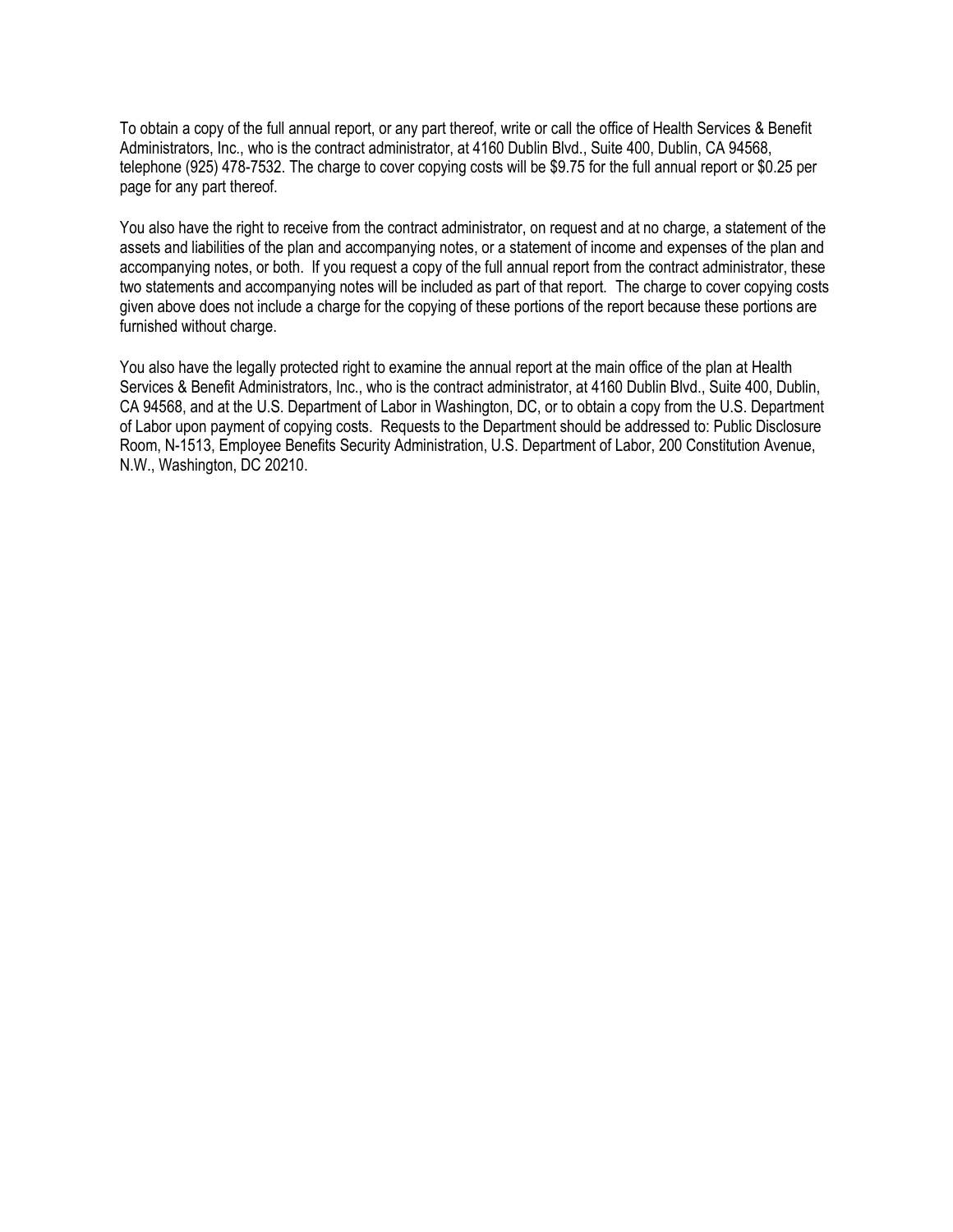To obtain a copy of the full annual report, or any part thereof, write or call the office of Health Services & Benefit Administrators, Inc., who is the contract administrator, at 4160 Dublin Blvd., Suite 400, Dublin, CA 94568, telephone (925) 478-7532. The charge to cover copying costs will be $9.75 for the full annual report or $0.25 per page for any part thereof.

You also have the right to receive from the contract administrator, on request and at no charge, a statement of the assets and liabilities of the plan and accompanying notes, or a statement of income and expenses of the plan and accompanying notes, or both. If you request a copy of the full annual report from the contract administrator, these two statements and accompanying notes will be included as part of that report. The charge to cover copying costs given above does not include a charge for the copying of these portions of the report because these portions are furnished without charge.

You also have the legally protected right to examine the annual report at the main office of the plan at Health Services & Benefit Administrators, Inc., who is the contract administrator, at 4160 Dublin Blvd., Suite 400, Dublin, CA 94568, and at the U.S. Department of Labor in Washington, DC, or to obtain a copy from the U.S. Department of Labor upon payment of copying costs. Requests to the Department should be addressed to: Public Disclosure Room, N-1513, Employee Benefits Security Administration, U.S. Department of Labor, 200 Constitution Avenue, N.W., Washington, DC 20210.